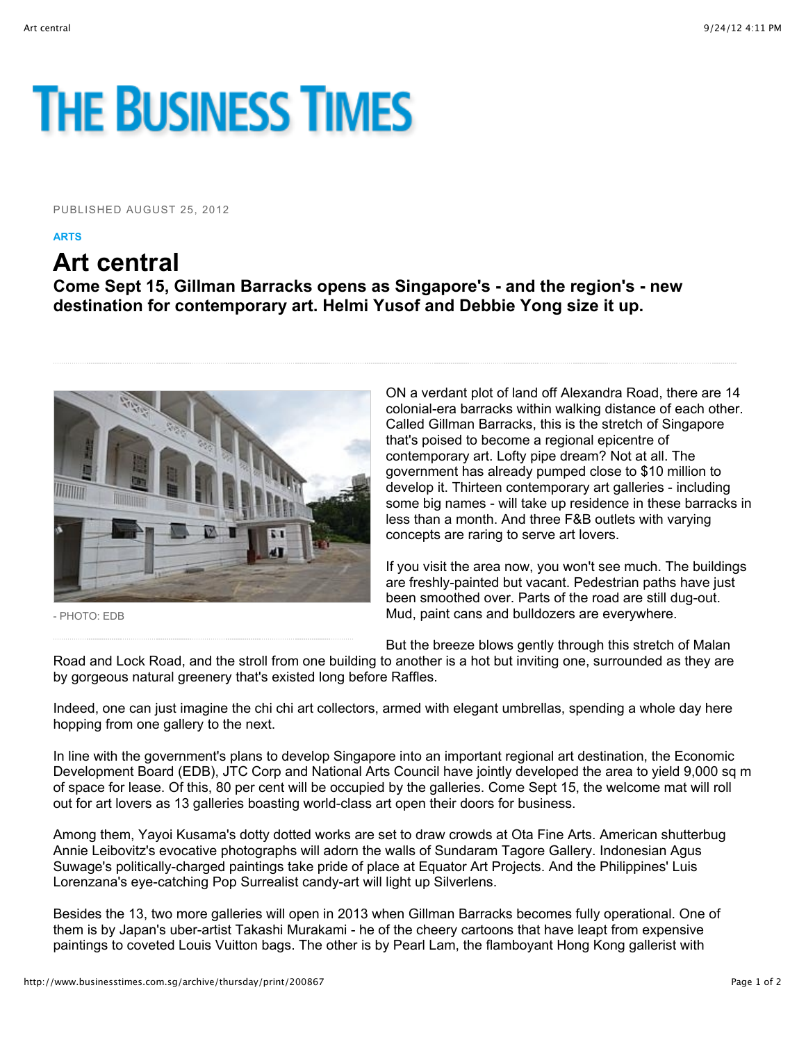# THE BUSINESS TIMES

PUBLISHED AUGUST 25, 2012

**ARTS**

## Art central

### Come Sept 15, Gillman Barracks opens as Singapore's - and the region's - new destination for contemporary art. Helmi Yusof and Debbie Yong size it up.

- PHOTO: EDB

ON a verdant plot of land off Alexandra Road, there are 14 colonial-era barracks within walking distance of each other. Called Gillman Barracks, this is the stretch of Singapore that's poised to become a regional epicentre of contemporary art. Lofty pipe dream? Not at all. The government has already pumped close to $10 million to develop it. Thirteen contemporary art galleries - including some big names - will take up residence in these barracks in less than a month. And three F&B outlets with varying concepts are raring to serve art lovers.

If you visit the area now, you won't see much. The buildings are freshly-painted but vacant. Pedestrian paths have just been smoothed over. Parts of the road are still dug-out. Mud, paint cans and bulldozers are everywhere.

But the breeze blows gently through this stretch of Malan Road and Lock Road, and the stroll from one building to another is a hot but inviting one, surrounded as they are by gorgeous natural greenery that's existed long before Raffles.

Indeed, one can just imagine the chi chi art collectors, armed with elegant umbrellas, spending a whole day here hopping from one gallery to the next.

In line with the government's plans to develop Singapore into an important regional art destination, the Economic Development Board (EDB), JTC Corp and National Arts Council have jointly developed the area to yield 9,000 sq m of space for lease. Of this, 80 per cent will be occupied by the galleries. Come Sept 15, the welcome mat will roll out for art lovers as 13 galleries boasting world-class art open their doors for business.

Among them, Yayoi Kusama's dotty dotted works are set to draw crowds at Ota Fine Arts. American shutterbug Annie Leibovitz's evocative photographs will adorn the walls of Sundaram Tagore Gallery. Indonesian Agus Suwage's politically-charged paintings take pride of place at Equator Art Projects. And the Philippines' Luis Lorenzana's eye-catching Pop Surrealist candy-art will light up Silverlens.

Besides the 13, two more galleries will open in 2013 when Gillman Barracks becomes fully operational. One of them is by Japan's uber-artist Takashi Murakami - he of the cheery cartoons that have leapt from expensive paintings to coveted Louis Vuitton bags. The other is by Pearl Lam, the flamboyant Hong Kong gallerist with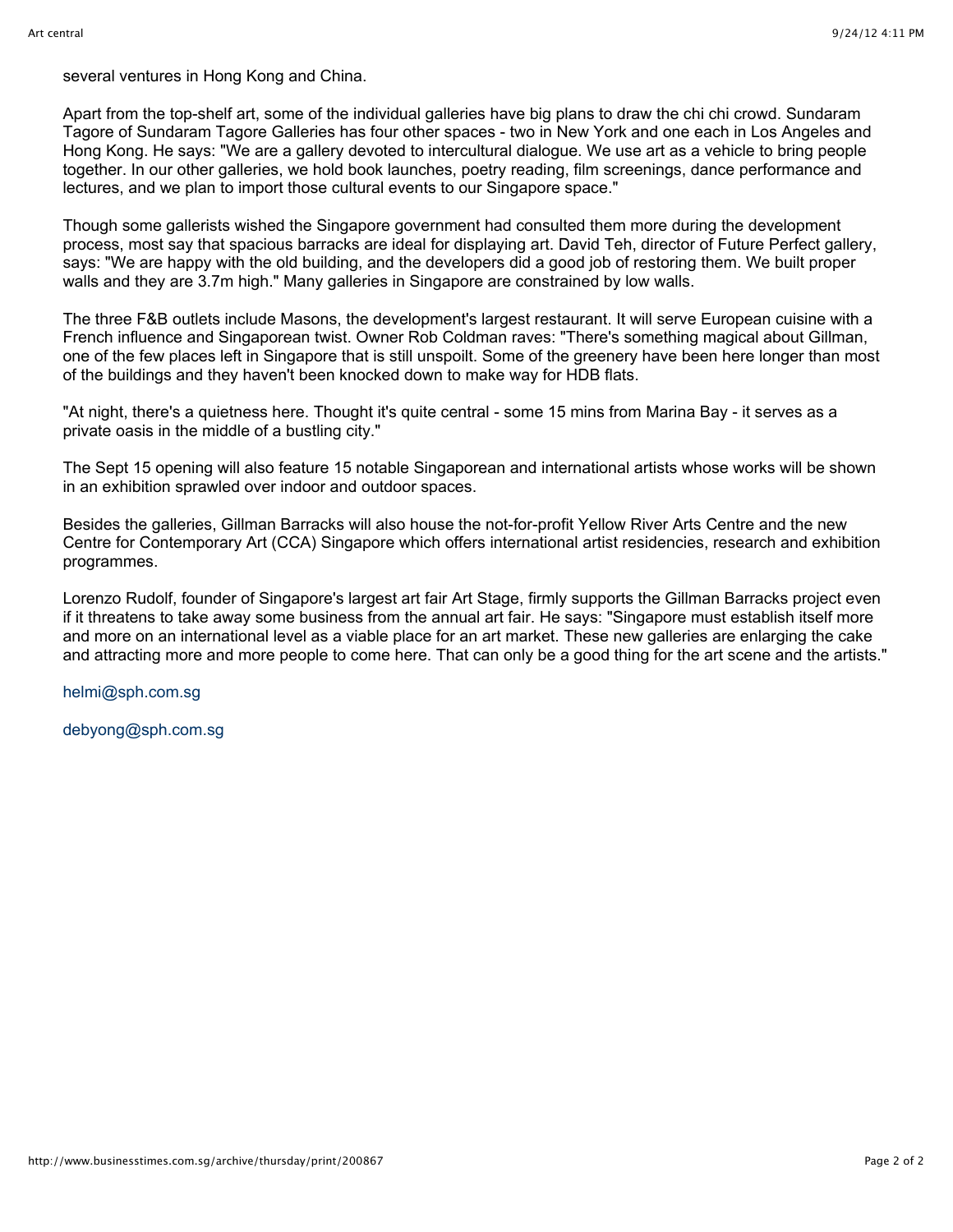several ventures in Hong Kong and China.

Apart from the top-shelf art, some of the individual galleries have big plans to draw the chi chi crowd. Sundaram Tagore of Sundaram Tagore Galleries has four other spaces - two in New York and one each in Los Angeles and Hong Kong. He says: "We are a gallery devoted to intercultural dialogue. We use art as a vehicle to bring people together. In our other galleries, we hold book launches, poetry reading, film screenings, dance performance and lectures, and we plan to import those cultural events to our Singapore space."

Though some gallerists wished the Singapore government had consulted them more during the development process, most say that spacious barracks are ideal for displaying art. David Teh, director of Future Perfect gallery, says: "We are happy with the old building, and the developers did a good job of restoring them. We built proper walls and they are 3.7m high." Many galleries in Singapore are constrained by low walls.

The three F&B outlets include Masons, the development's largest restaurant. It will serve European cuisine with a French influence and Singaporean twist. Owner Rob Coldman raves: "There's something magical about Gillman, one of the few places left in Singapore that is still unspoilt. Some of the greenery have been here longer than most of the buildings and they haven't been knocked down to make way for HDB flats.

"At night, there's a quietness here. Thought it's quite central - some 15 mins from Marina Bay - it serves as a private oasis in the middle of a bustling city."

The Sept 15 opening will also feature 15 notable Singaporean and international artists whose works will be shown in an exhibition sprawled over indoor and outdoor spaces.

Besides the galleries, Gillman Barracks will also house the not-for-profit Yellow River Arts Centre and the new Centre for Contemporary Art (CCA) Singapore which offers international artist residencies, research and exhibition programmes.

Lorenzo Rudolf, founder of Singapore's largest art fair Art Stage, firmly supports the Gillman Barracks project even if it threatens to take away some business from the annual art fair. He says: "Singapore must establish itself more and more on an international level as a viable place for an art market. These new galleries are enlarging the cake and attracting more and more people to come here. That can only be a good thing for the art scene and the artists."

helmi@sph.com.sg

debyong@sph.com.sg